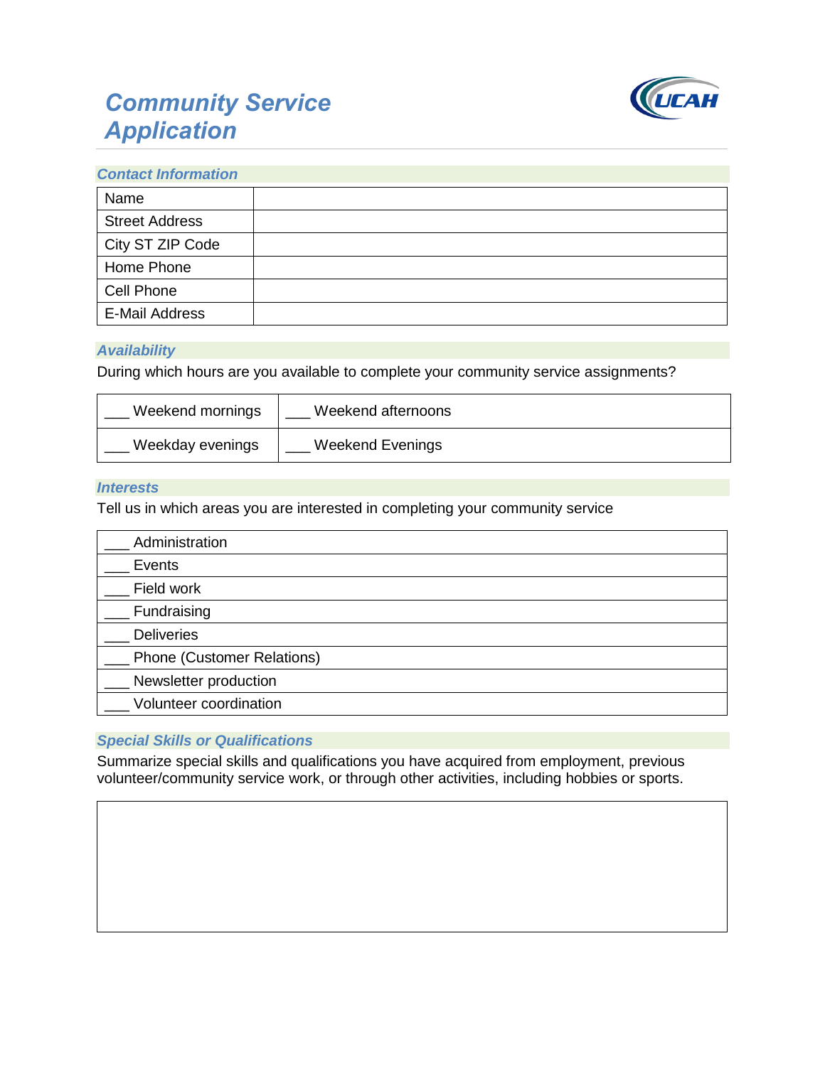# Community Service Application

## Contact Information

| Name | |
|---|---|
| Street Address | |
| City ST ZIP Code | |
| Home Phone | |
| Cell Phone | |
| E-Mail Address | |

## Availability

During which hours are you available to complete your community service assignments?

| ___ Weekend mornings | ___ Weekend afternoons |
|---|---|
| ___ Weekday evenings | ___ Weekend Evenings |

## Interests

Tell us in which areas you are interested in completing your community service

| ___ Administration |
|---|
| ___ Events |
| ___ Field work |
| ___ Fundraising |
| ___ Deliveries |
| ___ Phone (Customer Relations) |
| ___ Newsletter production |
| ___ Volunteer coordination |

## Special Skills or Qualifications

Summarize special skills and qualifications you have acquired from employment, previous volunteer/community service work, or through other activities, including hobbies or sports.

| |
|---|
| |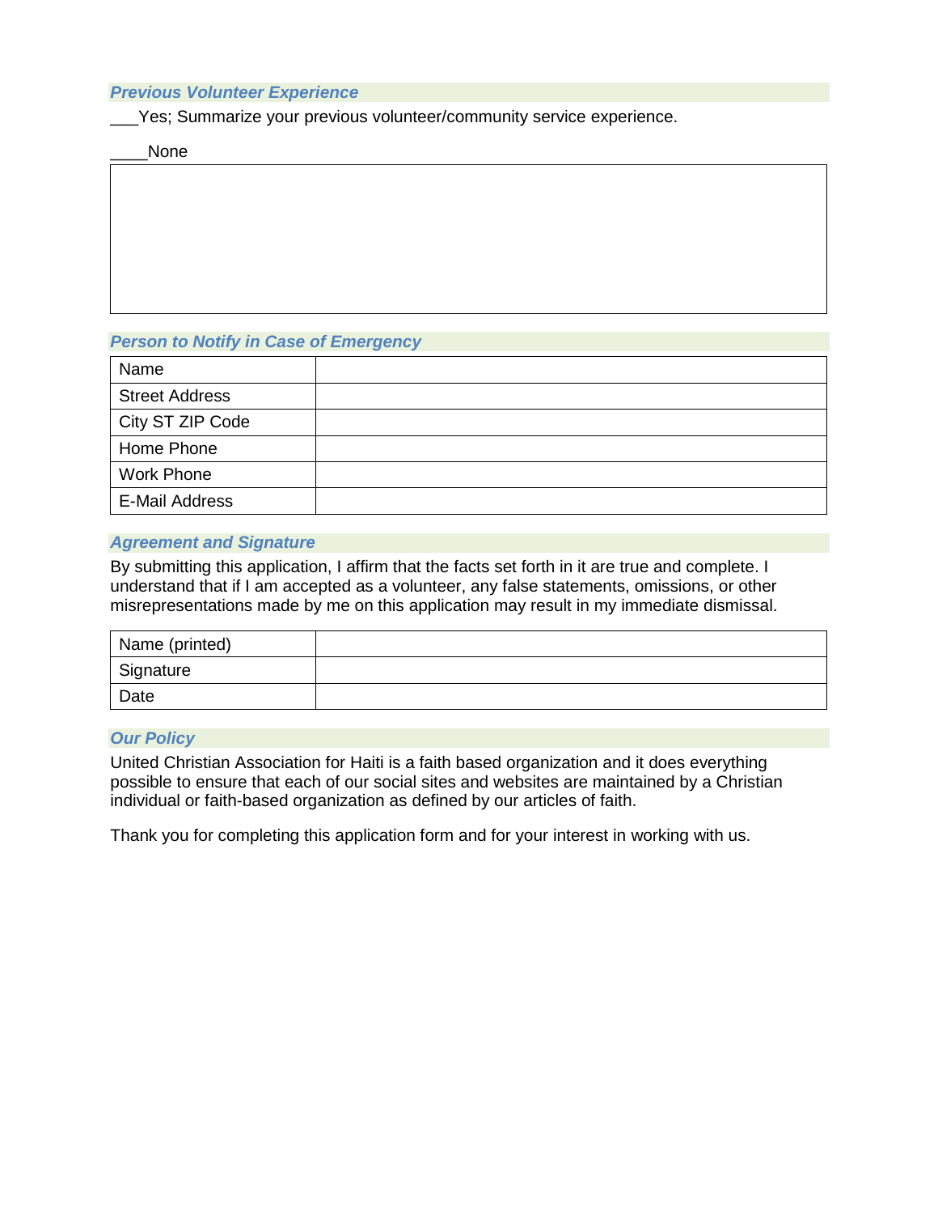### *Previous Volunteer Experience*

___Yes; Summarize your previous volunteer/community service experience.

____None

| |
|---|
| |

### *Person to Notify in Case of Emergency*

| | |
|---|---|
| Name | |
| Street Address | |
| City ST ZIP Code | |
| Home Phone | |
| Work Phone | |
| E-Mail Address | |

### *Agreement and Signature*

By submitting this application, I affirm that the facts set forth in it are true and complete. I understand that if I am accepted as a volunteer, any false statements, omissions, or other misrepresentations made by me on this application may result in my immediate dismissal.

| | |
|---|---|
| Name (printed) | |
| Signature | |
| Date | |

### *Our Policy*

United Christian Association for Haiti is a faith based organization and it does everything possible to ensure that each of our social sites and websites are maintained by a Christian individual or faith-based organization as defined by our articles of faith.

Thank you for completing this application form and for your interest in working with us.